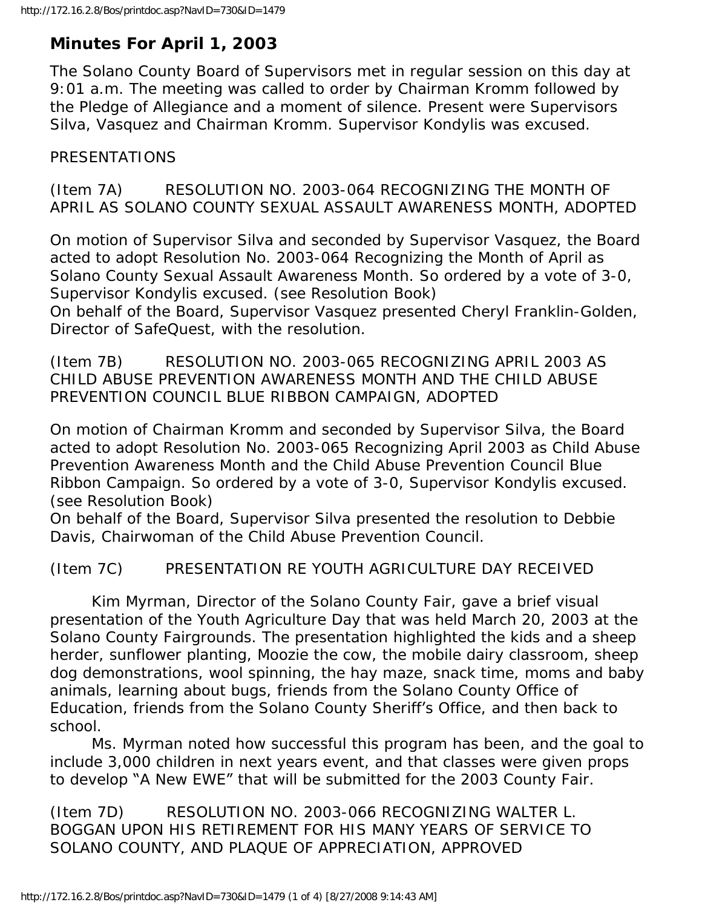# Minutes For April 1, 2003

The Solano County Board of Supervisors met in regular session on this day at 9:01 a.m. The meeting was called to order by Chairman Kromm followed by the Pledge of Allegiance and a moment of silence. Present were Supervisors Silva, Vasquez and Chairman Kromm. Supervisor Kondylis was excused.

PRESENTATIONS

(Item 7A) RESOLUTION NO. 2003-064 RECOGNIZING THE MONTH OF APRIL AS SOLANO COUNTY SEXUAL ASSAULT AWARENESS MONTH, ADOPTED

On motion of Supervisor Silva and seconded by Supervisor Vasquez, the Board acted to adopt Resolution No. 2003-064 Recognizing the Month of April as Solano County Sexual Assault Awareness Month. So ordered by a vote of 3-0, Supervisor Kondylis excused. (see Resolution Book)
On behalf of the Board, Supervisor Vasquez presented Cheryl Franklin-Golden, Director of SafeQuest, with the resolution.

(Item 7B) RESOLUTION NO. 2003-065 RECOGNIZING APRIL 2003 AS CHILD ABUSE PREVENTION AWARENESS MONTH AND THE CHILD ABUSE PREVENTION COUNCIL BLUE RIBBON CAMPAIGN, ADOPTED

On motion of Chairman Kromm and seconded by Supervisor Silva, the Board acted to adopt Resolution No. 2003-065 Recognizing April 2003 as Child Abuse Prevention Awareness Month and the Child Abuse Prevention Council Blue Ribbon Campaign. So ordered by a vote of 3-0, Supervisor Kondylis excused. (see Resolution Book)
On behalf of the Board, Supervisor Silva presented the resolution to Debbie Davis, Chairwoman of the Child Abuse Prevention Council.

(Item 7C) PRESENTATION RE YOUTH AGRICULTURE DAY RECEIVED

Kim Myrman, Director of the Solano County Fair, gave a brief visual presentation of the Youth Agriculture Day that was held March 20, 2003 at the Solano County Fairgrounds. The presentation highlighted the kids and a sheep herder, sunflower planting, Moozie the cow, the mobile dairy classroom, sheep dog demonstrations, wool spinning, the hay maze, snack time, moms and baby animals, learning about bugs, friends from the Solano County Office of Education, friends from the Solano County Sheriff's Office, and then back to school.

Ms. Myrman noted how successful this program has been, and the goal to include 3,000 children in next years event, and that classes were given props to develop "A New EWE" that will be submitted for the 2003 County Fair.

(Item 7D) RESOLUTION NO. 2003-066 RECOGNIZING WALTER L. BOGGAN UPON HIS RETIREMENT FOR HIS MANY YEARS OF SERVICE TO SOLANO COUNTY, AND PLAQUE OF APPRECIATION, APPROVED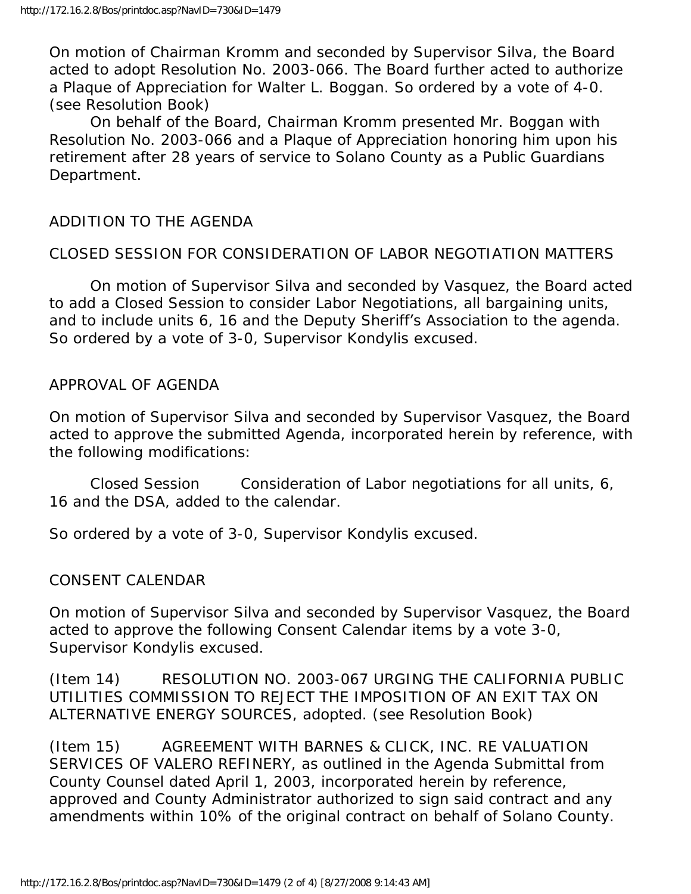On motion of Chairman Kromm and seconded by Supervisor Silva, the Board acted to adopt Resolution No. 2003-066. The Board further acted to authorize a Plaque of Appreciation for Walter L. Boggan. So ordered by a vote of 4-0. (see Resolution Book)

On behalf of the Board, Chairman Kromm presented Mr. Boggan with Resolution No. 2003-066 and a Plaque of Appreciation honoring him upon his retirement after 28 years of service to Solano County as a Public Guardians Department.

ADDITION TO THE AGENDA

CLOSED SESSION FOR CONSIDERATION OF LABOR NEGOTIATION MATTERS

On motion of Supervisor Silva and seconded by Vasquez, the Board acted to add a Closed Session to consider Labor Negotiations, all bargaining units, and to include units 6, 16 and the Deputy Sheriff's Association to the agenda. So ordered by a vote of 3-0, Supervisor Kondylis excused.

APPROVAL OF AGENDA

On motion of Supervisor Silva and seconded by Supervisor Vasquez, the Board acted to approve the submitted Agenda, incorporated herein by reference, with the following modifications:

Closed Session Consideration of Labor negotiations for all units, 6, 16 and the DSA, added to the calendar.

So ordered by a vote of 3-0, Supervisor Kondylis excused.

CONSENT CALENDAR

On motion of Supervisor Silva and seconded by Supervisor Vasquez, the Board acted to approve the following Consent Calendar items by a vote 3-0, Supervisor Kondylis excused.

(Item 14) RESOLUTION NO. 2003-067 URGING THE CALIFORNIA PUBLIC UTILITIES COMMISSION TO REJECT THE IMPOSITION OF AN EXIT TAX ON ALTERNATIVE ENERGY SOURCES, adopted. (see Resolution Book)

(Item 15) AGREEMENT WITH BARNES & CLICK, INC. RE VALUATION SERVICES OF VALERO REFINERY, as outlined in the Agenda Submittal from County Counsel dated April 1, 2003, incorporated herein by reference, approved and County Administrator authorized to sign said contract and any amendments within 10% of the original contract on behalf of Solano County.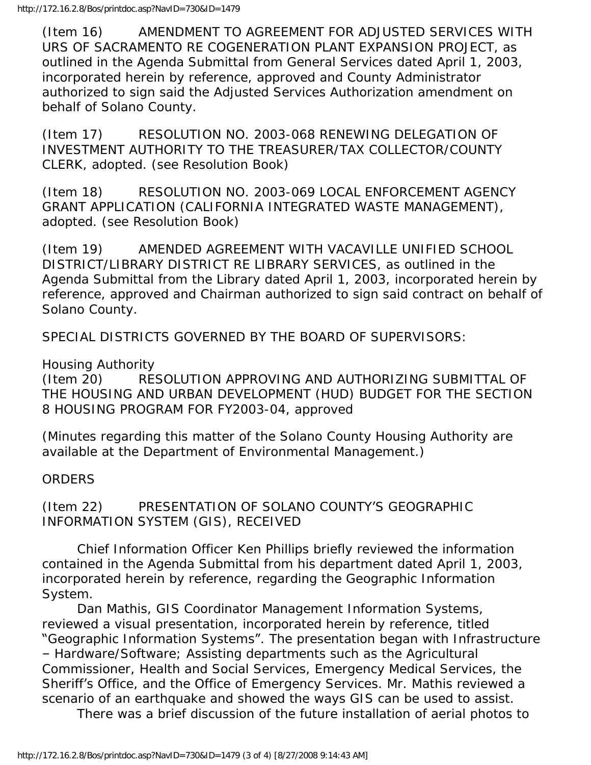(Item 16) AMENDMENT TO AGREEMENT FOR ADJUSTED SERVICES WITH URS OF SACRAMENTO RE COGENERATION PLANT EXPANSION PROJECT, as outlined in the Agenda Submittal from General Services dated April 1, 2003, incorporated herein by reference, approved and County Administrator authorized to sign said the Adjusted Services Authorization amendment on behalf of Solano County.

(Item 17) RESOLUTION NO. 2003-068 RENEWING DELEGATION OF INVESTMENT AUTHORITY TO THE TREASURER/TAX COLLECTOR/COUNTY CLERK, adopted. (see Resolution Book)

(Item 18) RESOLUTION NO. 2003-069 LOCAL ENFORCEMENT AGENCY GRANT APPLICATION (CALIFORNIA INTEGRATED WASTE MANAGEMENT), adopted. (see Resolution Book)

(Item 19) AMENDED AGREEMENT WITH VACAVILLE UNIFIED SCHOOL DISTRICT/LIBRARY DISTRICT RE LIBRARY SERVICES, as outlined in the Agenda Submittal from the Library dated April 1, 2003, incorporated herein by reference, approved and Chairman authorized to sign said contract on behalf of Solano County.

SPECIAL DISTRICTS GOVERNED BY THE BOARD OF SUPERVISORS:

Housing Authority
(Item 20) RESOLUTION APPROVING AND AUTHORIZING SUBMITTAL OF THE HOUSING AND URBAN DEVELOPMENT (HUD) BUDGET FOR THE SECTION 8 HOUSING PROGRAM FOR FY2003-04, approved

(Minutes regarding this matter of the Solano County Housing Authority are available at the Department of Environmental Management.)

ORDERS

(Item 22) PRESENTATION OF SOLANO COUNTY'S GEOGRAPHIC INFORMATION SYSTEM (GIS), RECEIVED

Chief Information Officer Ken Phillips briefly reviewed the information contained in the Agenda Submittal from his department dated April 1, 2003, incorporated herein by reference, regarding the Geographic Information System.

Dan Mathis, GIS Coordinator Management Information Systems, reviewed a visual presentation, incorporated herein by reference, titled "Geographic Information Systems". The presentation began with Infrastructure – Hardware/Software; Assisting departments such as the Agricultural Commissioner, Health and Social Services, Emergency Medical Services, the Sheriff's Office, and the Office of Emergency Services. Mr. Mathis reviewed a scenario of an earthquake and showed the ways GIS can be used to assist.

There was a brief discussion of the future installation of aerial photos to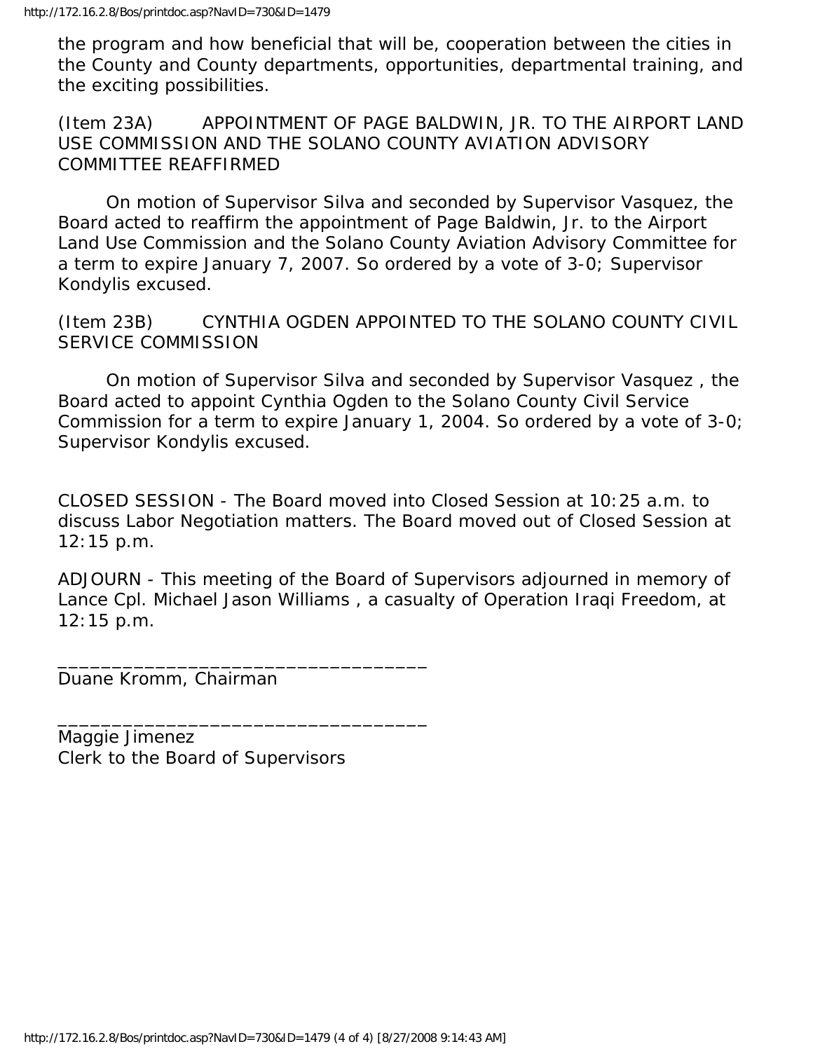the program and how beneficial that will be, cooperation between the cities in the County and County departments, opportunities, departmental training, and the exciting possibilities.

(Item 23A) APPOINTMENT OF PAGE BALDWIN, JR. TO THE AIRPORT LAND USE COMMISSION AND THE SOLANO COUNTY AVIATION ADVISORY COMMITTEE REAFFIRMED

On motion of Supervisor Silva and seconded by Supervisor Vasquez, the Board acted to reaffirm the appointment of Page Baldwin, Jr. to the Airport Land Use Commission and the Solano County Aviation Advisory Committee for a term to expire January 7, 2007. So ordered by a vote of 3-0; Supervisor Kondylis excused.

(Item 23B) CYNTHIA OGDEN APPOINTED TO THE SOLANO COUNTY CIVIL SERVICE COMMISSION

On motion of Supervisor Silva and seconded by Supervisor Vasquez , the Board acted to appoint Cynthia Ogden to the Solano County Civil Service Commission for a term to expire January 1, 2004. So ordered by a vote of 3-0; Supervisor Kondylis excused.

CLOSED SESSION - The Board moved into Closed Session at 10:25 a.m. to discuss Labor Negotiation matters. The Board moved out of Closed Session at 12:15 p.m.

ADJOURN - This meeting of the Board of Supervisors adjourned in memory of Lance Cpl. Michael Jason Williams , a casualty of Operation Iraqi Freedom, at 12:15 p.m.

_________________________________
Duane Kromm, Chairman

_________________________________
Maggie Jimenez
Clerk to the Board of Supervisors